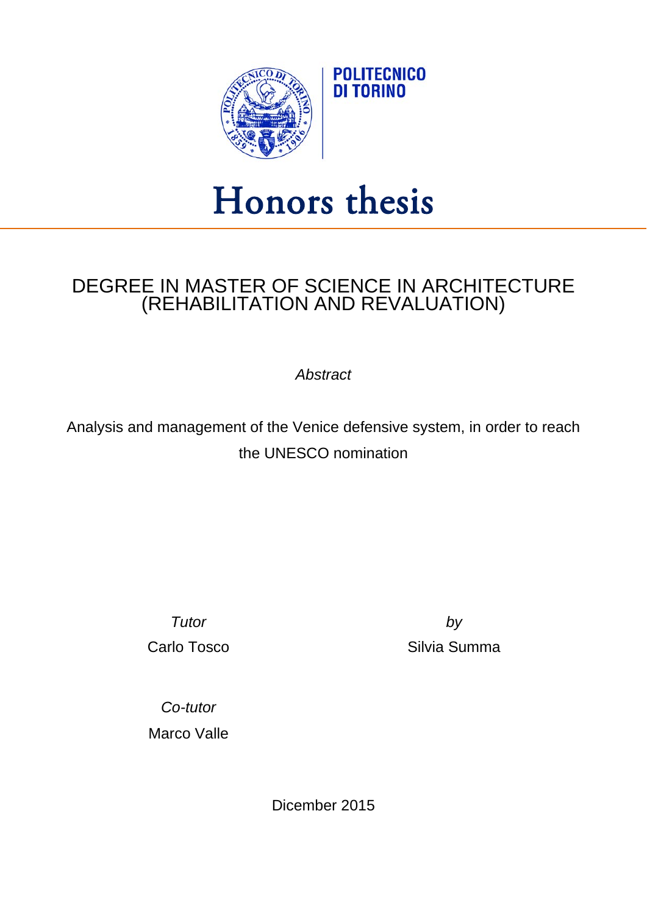POLITECNICO DI TORINO

# Honors thesis

## DEGREE IN MASTER OF SCIENCE IN ARCHITECTURE (REHABILITATION AND REVALUATION)

*Abstract*

Analysis and management of the Venice defensive system, in order to reach the UNESCO nomination

*Tutor*

Carlo Tosco

*by*

Silvia Summa

*Co-tutor*

Marco Valle

Dicember 2015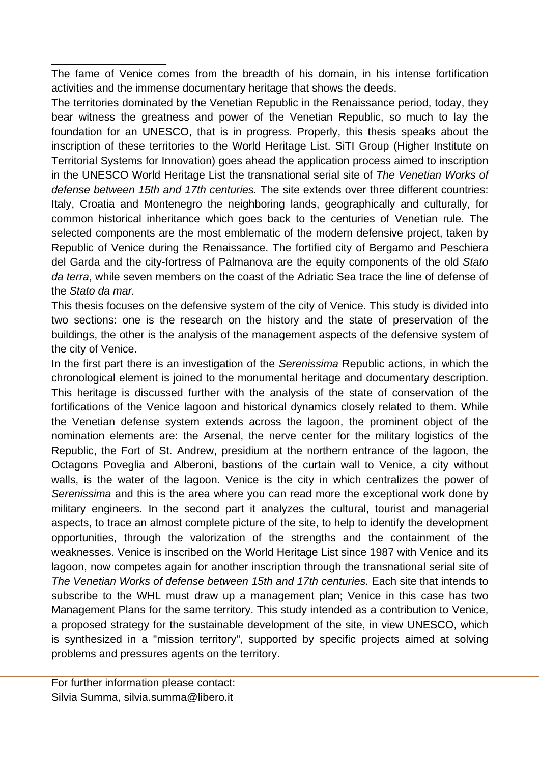The fame of Venice comes from the breadth of his domain, in his intense fortification activities and the immense documentary heritage that shows the deeds.

The territories dominated by the Venetian Republic in the Renaissance period, today, they bear witness the greatness and power of the Venetian Republic, so much to lay the foundation for an UNESCO, that is in progress. Properly, this thesis speaks about the inscription of these territories to the World Heritage List. SiTI Group (Higher Institute on Territorial Systems for Innovation) goes ahead the application process aimed to inscription in the UNESCO World Heritage List the transnational serial site of *The Venetian Works of defense between 15th and 17th centuries.* The site extends over three different countries: Italy, Croatia and Montenegro the neighboring lands, geographically and culturally, for common historical inheritance which goes back to the centuries of Venetian rule. The selected components are the most emblematic of the modern defensive project, taken by Republic of Venice during the Renaissance. The fortified city of Bergamo and Peschiera del Garda and the city-fortress of Palmanova are the equity components of the old *Stato da terra*, while seven members on the coast of the Adriatic Sea trace the line of defense of the *Stato da mar.*

This thesis focuses on the defensive system of the city of Venice. This study is divided into two sections: one is the research on the history and the state of preservation of the buildings, the other is the analysis of the management aspects of the defensive system of the city of Venice.

In the first part there is an investigation of the *Serenissima* Republic actions, in which the chronological element is joined to the monumental heritage and documentary description. This heritage is discussed further with the analysis of the state of conservation of the fortifications of the Venice lagoon and historical dynamics closely related to them. While the Venetian defense system extends across the lagoon, the prominent object of the nomination elements are: the Arsenal, the nerve center for the military logistics of the Republic, the Fort of St. Andrew, presidium at the northern entrance of the lagoon, the Octagons Poveglia and Alberoni, bastions of the curtain wall to Venice, a city without walls, is the water of the lagoon. Venice is the city in which centralizes the power of *Serenissima* and this is the area where you can read more the exceptional work done by military engineers. In the second part it analyzes the cultural, tourist and managerial aspects, to trace an almost complete picture of the site, to help to identify the development opportunities, through the valorization of the strengths and the containment of the weaknesses. Venice is inscribed on the World Heritage List since 1987 with Venice and its lagoon, now competes again for another inscription through the transnational serial site of *The Venetian Works of defense between 15th and 17th centuries.* Each site that intends to subscribe to the WHL must draw up a management plan; Venice in this case has two Management Plans for the same territory. This study intended as a contribution to Venice, a proposed strategy for the sustainable development of the site, in view UNESCO, which is synthesized in a "mission territory", supported by specific projects aimed at solving problems and pressures agents on the territory.

For further information please contact:
Silvia Summa, silvia.summa@libero.it